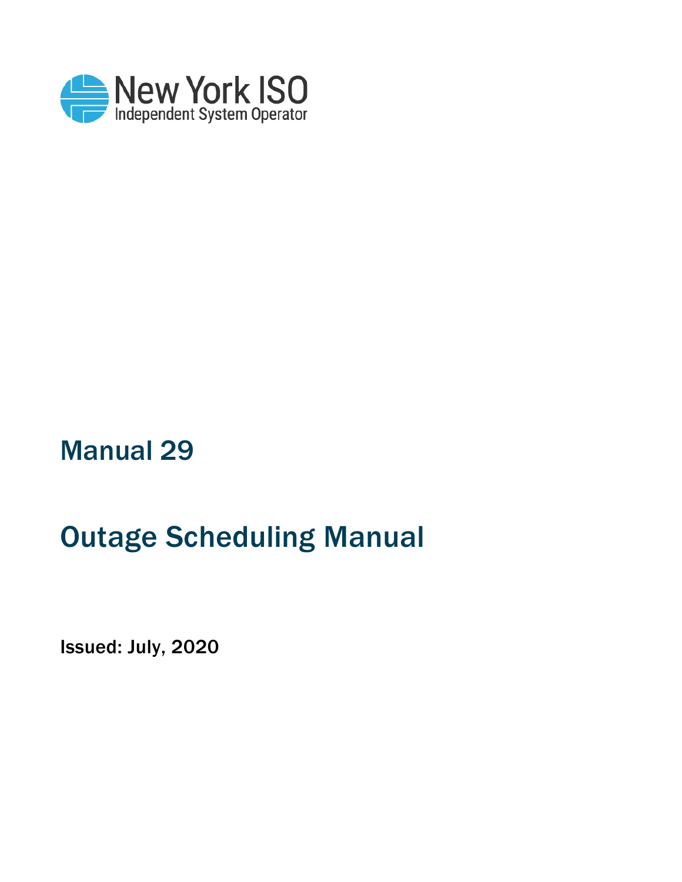New York ISO
Independent System Operator

# Manual 29

# Outage Scheduling Manual

**Issued: July, 2020**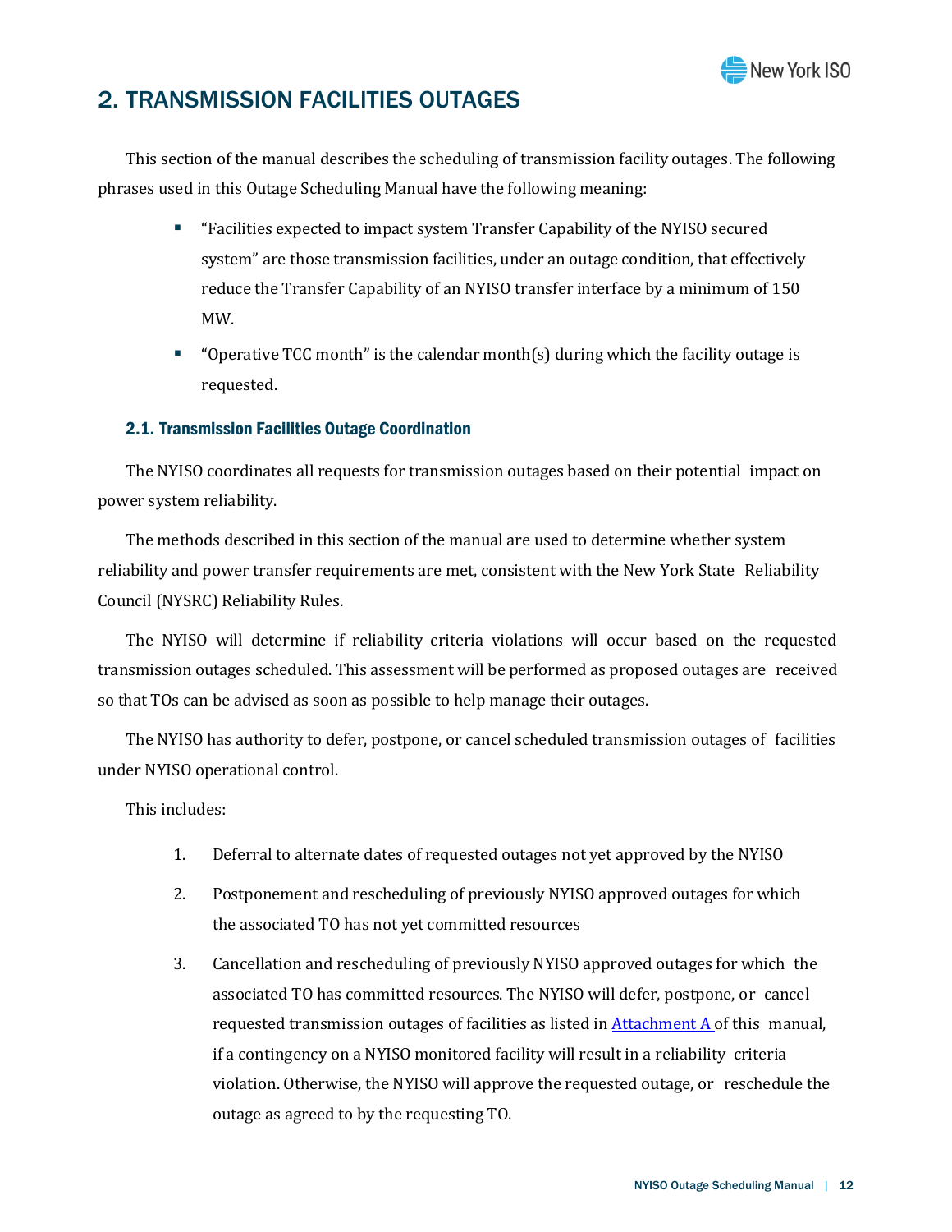# 2. TRANSMISSION FACILITIES OUTAGES

This section of the manual describes the scheduling of transmission facility outages. The following phrases used in this Outage Scheduling Manual have the following meaning:

- "Facilities expected to impact system Transfer Capability of the NYISO secured system" are those transmission facilities, under an outage condition, that effectively reduce the Transfer Capability of an NYISO transfer interface by a minimum of 150 MW.
- "Operative TCC month" is the calendar month(s) during which the facility outage is requested.

## 2.1. Transmission Facilities Outage Coordination

The NYISO coordinates all requests for transmission outages based on their potential impact on power system reliability.

The methods described in this section of the manual are used to determine whether system reliability and power transfer requirements are met, consistent with the New York State Reliability Council (NYSRC) Reliability Rules.

The NYISO will determine if reliability criteria violations will occur based on the requested transmission outages scheduled. This assessment will be performed as proposed outages are received so that TOs can be advised as soon as possible to help manage their outages.

The NYISO has authority to defer, postpone, or cancel scheduled transmission outages of facilities under NYISO operational control.

This includes:

1. Deferral to alternate dates of requested outages not yet approved by the NYISO
2. Postponement and rescheduling of previously NYISO approved outages for which the associated TO has not yet committed resources
3. Cancellation and rescheduling of previously NYISO approved outages for which the associated TO has committed resources. The NYISO will defer, postpone, or cancel requested transmission outages of facilities as listed in Attachment A of this manual, if a contingency on a NYISO monitored facility will result in a reliability criteria violation. Otherwise, the NYISO will approve the requested outage, or reschedule the outage as agreed to by the requesting TO.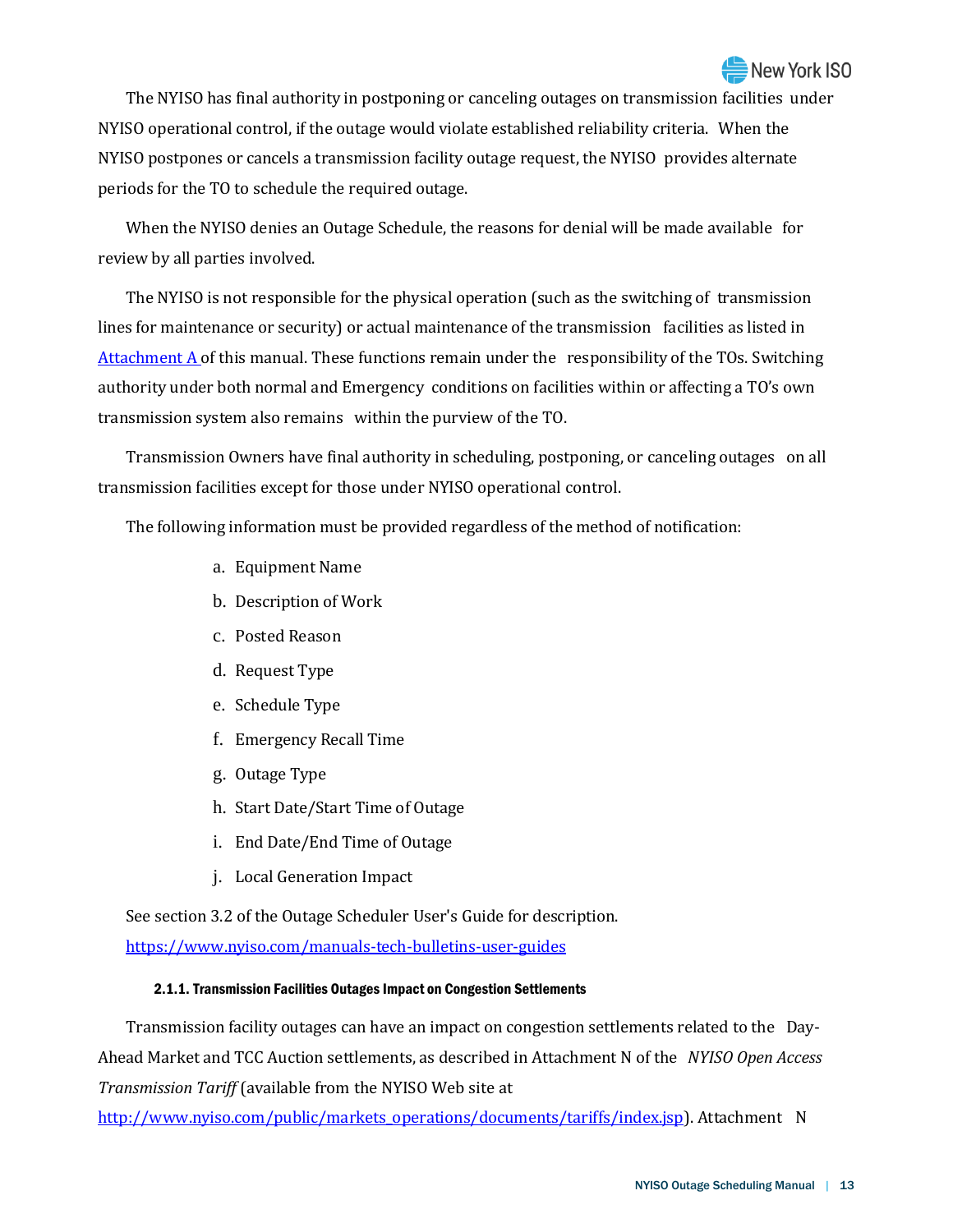The NYISO has final authority in postponing or canceling outages on transmission facilities under NYISO operational control, if the outage would violate established reliability criteria. When the NYISO postpones or cancels a transmission facility outage request, the NYISO provides alternate periods for the TO to schedule the required outage.

When the NYISO denies an Outage Schedule, the reasons for denial will be made available for review by all parties involved.

The NYISO is not responsible for the physical operation (such as the switching of transmission lines for maintenance or security) or actual maintenance of the transmission facilities as listed in [Attachment A](#) of this manual. These functions remain under the responsibility of the TOs. Switching authority under both normal and Emergency conditions on facilities within or affecting a TO's own transmission system also remains within the purview of the TO.

Transmission Owners have final authority in scheduling, postponing, or canceling outages on all transmission facilities except for those under NYISO operational control.

The following information must be provided regardless of the method of notification:

a. Equipment Name
b. Description of Work
c. Posted Reason
d. Request Type
e. Schedule Type
f. Emergency Recall Time
g. Outage Type
h. Start Date/Start Time of Outage
i. End Date/End Time of Outage
j. Local Generation Impact

See section 3.2 of the Outage Scheduler User's Guide for description.
https://www.nyiso.com/manuals-tech-bulletins-user-guides

#### 2.1.1. Transmission Facilities Outages Impact on Congestion Settlements

Transmission facility outages can have an impact on congestion settlements related to the Day-Ahead Market and TCC Auction settlements, as described in Attachment N of the *NYISO Open Access Transmission Tariff* (available from the NYISO Web site at http://www.nyiso.com/public/markets_operations/documents/tariffs/index.jsp). Attachment N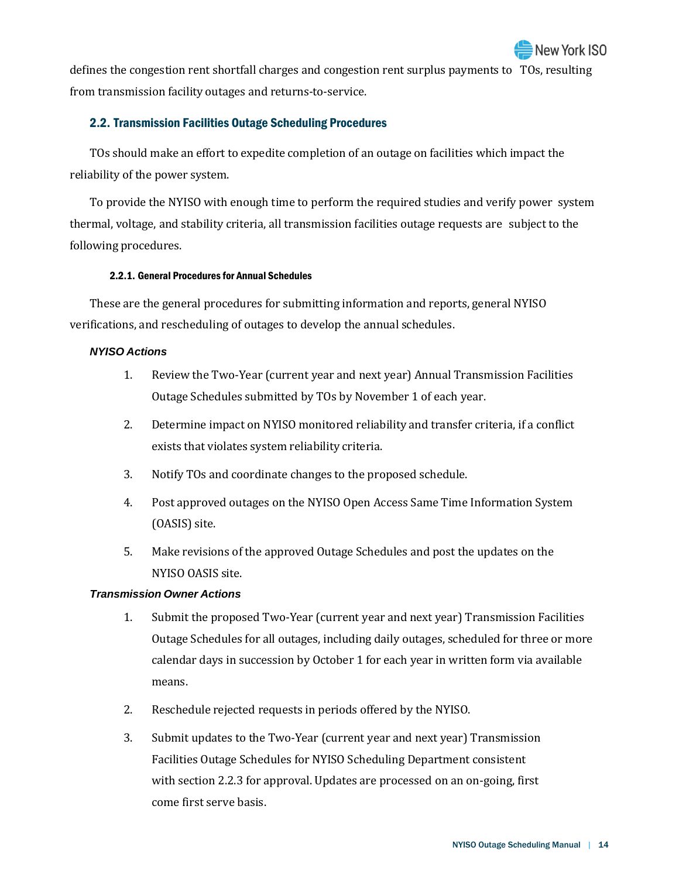defines the congestion rent shortfall charges and congestion rent surplus payments to TOs, resulting from transmission facility outages and returns-to-service.

## 2.2. Transmission Facilities Outage Scheduling Procedures

TOs should make an effort to expedite completion of an outage on facilities which impact the reliability of the power system.

To provide the NYISO with enough time to perform the required studies and verify power system thermal, voltage, and stability criteria, all transmission facilities outage requests are subject to the following procedures.

### 2.2.1. General Procedures for Annual Schedules

These are the general procedures for submitting information and reports, general NYISO verifications, and rescheduling of outages to develop the annual schedules.

***NYISO Actions***

1. Review the Two-Year (current year and next year) Annual Transmission Facilities Outage Schedules submitted by TOs by November 1 of each year.
2. Determine impact on NYISO monitored reliability and transfer criteria, if a conflict exists that violates system reliability criteria.
3. Notify TOs and coordinate changes to the proposed schedule.
4. Post approved outages on the NYISO Open Access Same Time Information System (OASIS) site.
5. Make revisions of the approved Outage Schedules and post the updates on the NYISO OASIS site.

***Transmission Owner Actions***

1. Submit the proposed Two-Year (current year and next year) Transmission Facilities Outage Schedules for all outages, including daily outages, scheduled for three or more calendar days in succession by October 1 for each year in written form via available means.
2. Reschedule rejected requests in periods offered by the NYISO.
3. Submit updates to the Two-Year (current year and next year) Transmission Facilities Outage Schedules for NYISO Scheduling Department consistent with section 2.2.3 for approval. Updates are processed on an on-going, first come first serve basis.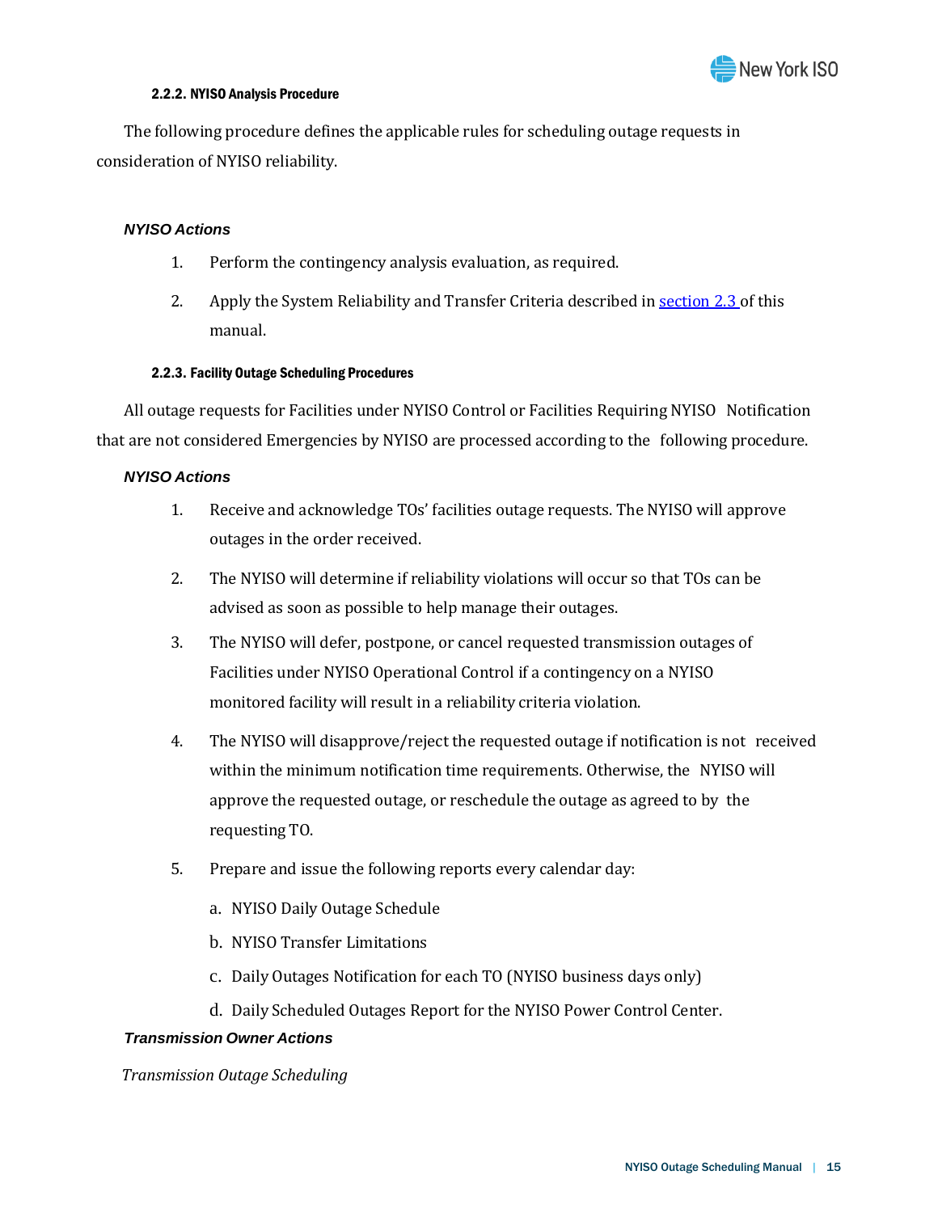#### 2.2.2. NYISO Analysis Procedure

The following procedure defines the applicable rules for scheduling outage requests in consideration of NYISO reliability.

***NYISO Actions***

1. Perform the contingency analysis evaluation, as required.
2. Apply the System Reliability and Transfer Criteria described in section 2.3 of this manual.

#### 2.2.3. Facility Outage Scheduling Procedures

All outage requests for Facilities under NYISO Control or Facilities Requiring NYISO Notification that are not considered Emergencies by NYISO are processed according to the following procedure.

***NYISO Actions***

1. Receive and acknowledge TOs' facilities outage requests. The NYISO will approve outages in the order received.
2. The NYISO will determine if reliability violations will occur so that TOs can be advised as soon as possible to help manage their outages.
3. The NYISO will defer, postpone, or cancel requested transmission outages of Facilities under NYISO Operational Control if a contingency on a NYISO monitored facility will result in a reliability criteria violation.
4. The NYISO will disapprove/reject the requested outage if notification is not received within the minimum notification time requirements. Otherwise, the NYISO will approve the requested outage, or reschedule the outage as agreed to by the requesting TO.
5. Prepare and issue the following reports every calendar day:
   a. NYISO Daily Outage Schedule
   b. NYISO Transfer Limitations
   c. Daily Outages Notification for each TO (NYISO business days only)
   d. Daily Scheduled Outages Report for the NYISO Power Control Center.

***Transmission Owner Actions***

*Transmission Outage Scheduling*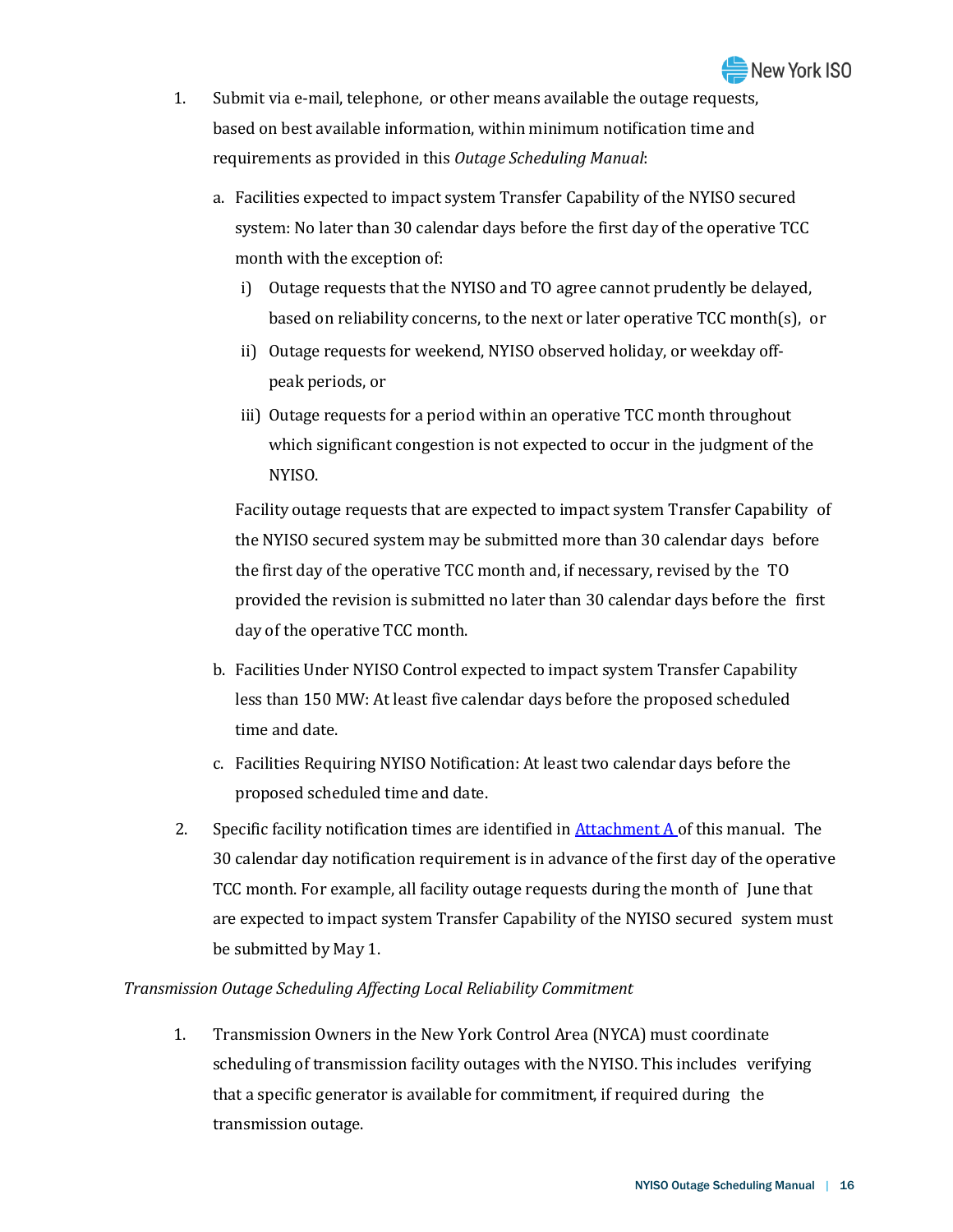1. Submit via e-mail, telephone, or other means available the outage requests, based on best available information, within minimum notification time and requirements as provided in this *Outage Scheduling Manual*:

   a. Facilities expected to impact system Transfer Capability of the NYISO secured system: No later than 30 calendar days before the first day of the operative TCC month with the exception of:

      i) Outage requests that the NYISO and TO agree cannot prudently be delayed, based on reliability concerns, to the next or later operative TCC month(s), or

      ii) Outage requests for weekend, NYISO observed holiday, or weekday off-peak periods, or

      iii) Outage requests for a period within an operative TCC month throughout which significant congestion is not expected to occur in the judgment of the NYISO.

      Facility outage requests that are expected to impact system Transfer Capability of the NYISO secured system may be submitted more than 30 calendar days before the first day of the operative TCC month and, if necessary, revised by the TO provided the revision is submitted no later than 30 calendar days before the first day of the operative TCC month.

   b. Facilities Under NYISO Control expected to impact system Transfer Capability less than 150 MW: At least five calendar days before the proposed scheduled time and date.

   c. Facilities Requiring NYISO Notification: At least two calendar days before the proposed scheduled time and date.

2. Specific facility notification times are identified in [Attachment A](#) of this manual. The 30 calendar day notification requirement is in advance of the first day of the operative TCC month. For example, all facility outage requests during the month of June that are expected to impact system Transfer Capability of the NYISO secured system must be submitted by May 1.

*Transmission Outage Scheduling Affecting Local Reliability Commitment*

1. Transmission Owners in the New York Control Area (NYCA) must coordinate scheduling of transmission facility outages with the NYISO. This includes verifying that a specific generator is available for commitment, if required during the transmission outage.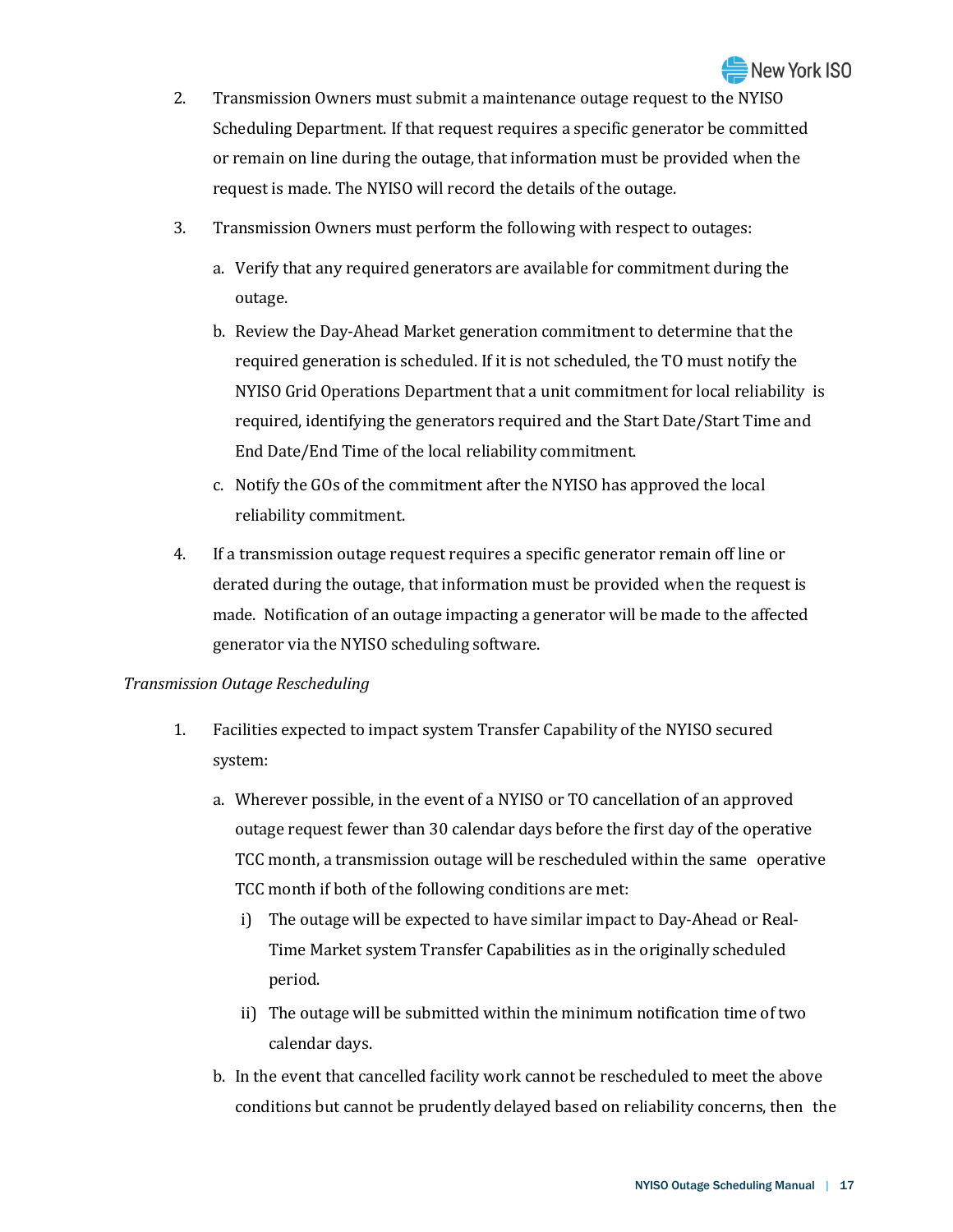2. Transmission Owners must submit a maintenance outage request to the NYISO Scheduling Department. If that request requires a specific generator be committed or remain on line during the outage, that information must be provided when the request is made. The NYISO will record the details of the outage.

3. Transmission Owners must perform the following with respect to outages:

   a. Verify that any required generators are available for commitment during the outage.

   b. Review the Day-Ahead Market generation commitment to determine that the required generation is scheduled. If it is not scheduled, the TO must notify the NYISO Grid Operations Department that a unit commitment for local reliability is required, identifying the generators required and the Start Date/Start Time and End Date/End Time of the local reliability commitment.

   c. Notify the GOs of the commitment after the NYISO has approved the local reliability commitment.

4. If a transmission outage request requires a specific generator remain off line or derated during the outage, that information must be provided when the request is made. Notification of an outage impacting a generator will be made to the affected generator via the NYISO scheduling software.

*Transmission Outage Rescheduling*

1. Facilities expected to impact system Transfer Capability of the NYISO secured system:

   a. Wherever possible, in the event of a NYISO or TO cancellation of an approved outage request fewer than 30 calendar days before the first day of the operative TCC month, a transmission outage will be rescheduled within the same operative TCC month if both of the following conditions are met:

      i) The outage will be expected to have similar impact to Day-Ahead or Real-Time Market system Transfer Capabilities as in the originally scheduled period.

      ii) The outage will be submitted within the minimum notification time of two calendar days.

   b. In the event that cancelled facility work cannot be rescheduled to meet the above conditions but cannot be prudently delayed based on reliability concerns, then the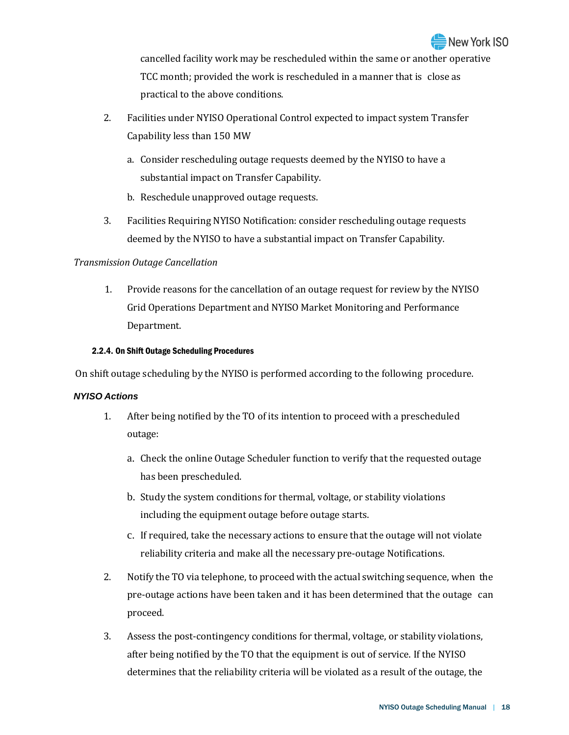cancelled facility work may be rescheduled within the same or another operative TCC month; provided the work is rescheduled in a manner that is close as practical to the above conditions.

2. Facilities under NYISO Operational Control expected to impact system Transfer Capability less than 150 MW
   a. Consider rescheduling outage requests deemed by the NYISO to have a substantial impact on Transfer Capability.
   b. Reschedule unapproved outage requests.
3. Facilities Requiring NYISO Notification: consider rescheduling outage requests deemed by the NYISO to have a substantial impact on Transfer Capability.

*Transmission Outage Cancellation*

1. Provide reasons for the cancellation of an outage request for review by the NYISO Grid Operations Department and NYISO Market Monitoring and Performance Department.

#### 2.2.4. On Shift Outage Scheduling Procedures

On shift outage scheduling by the NYISO is performed according to the following procedure.

***NYISO Actions***

1. After being notified by the TO of its intention to proceed with a prescheduled outage:
   a. Check the online Outage Scheduler function to verify that the requested outage has been prescheduled.
   b. Study the system conditions for thermal, voltage, or stability violations including the equipment outage before outage starts.
   c. If required, take the necessary actions to ensure that the outage will not violate reliability criteria and make all the necessary pre-outage Notifications.
2. Notify the TO via telephone, to proceed with the actual switching sequence, when the pre-outage actions have been taken and it has been determined that the outage can proceed.
3. Assess the post-contingency conditions for thermal, voltage, or stability violations, after being notified by the TO that the equipment is out of service. If the NYISO determines that the reliability criteria will be violated as a result of the outage, the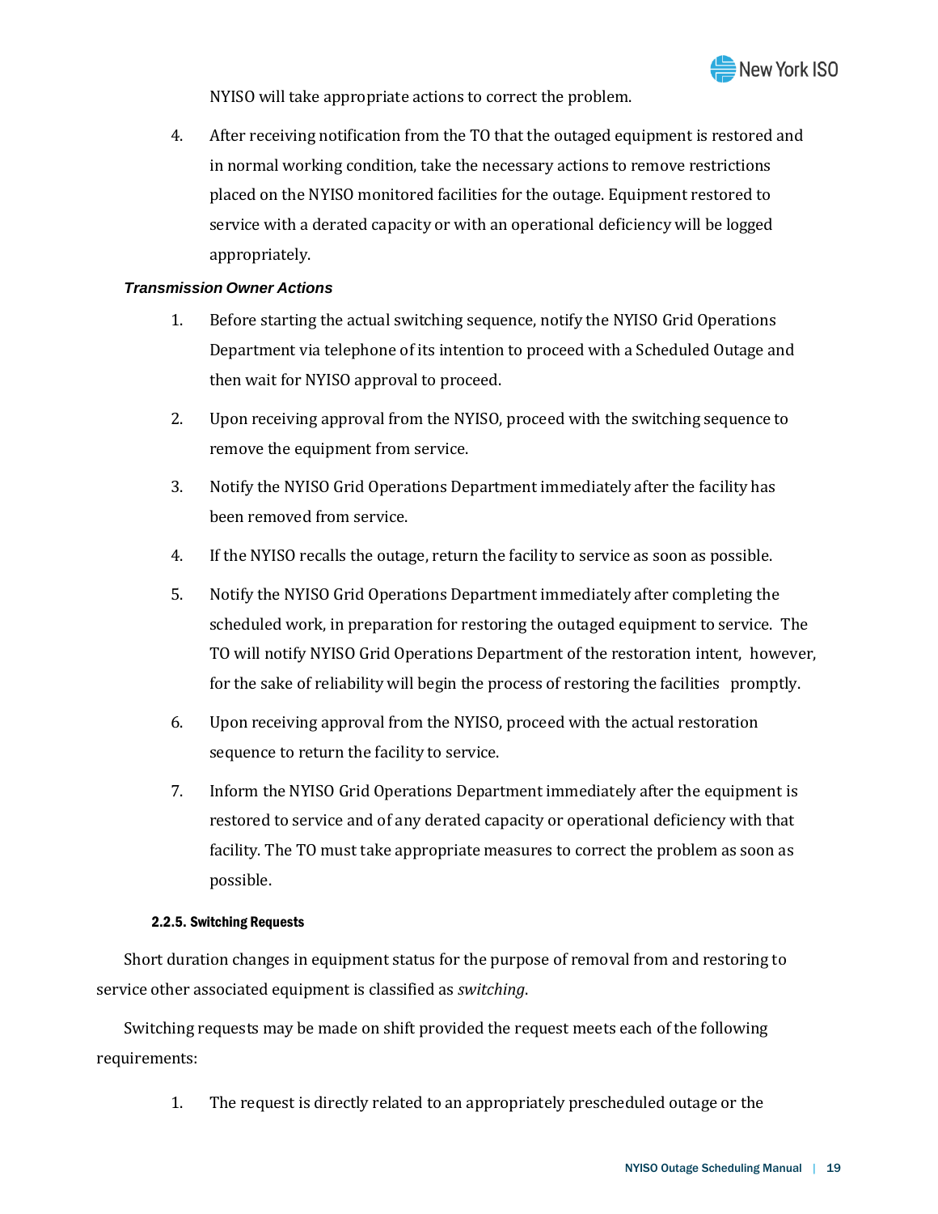NYISO will take appropriate actions to correct the problem.

4. After receiving notification from the TO that the outaged equipment is restored and in normal working condition, take the necessary actions to remove restrictions placed on the NYISO monitored facilities for the outage. Equipment restored to service with a derated capacity or with an operational deficiency will be logged appropriately.

***Transmission Owner Actions***

1. Before starting the actual switching sequence, notify the NYISO Grid Operations Department via telephone of its intention to proceed with a Scheduled Outage and then wait for NYISO approval to proceed.
2. Upon receiving approval from the NYISO, proceed with the switching sequence to remove the equipment from service.
3. Notify the NYISO Grid Operations Department immediately after the facility has been removed from service.
4. If the NYISO recalls the outage, return the facility to service as soon as possible.
5. Notify the NYISO Grid Operations Department immediately after completing the scheduled work, in preparation for restoring the outaged equipment to service. The TO will notify NYISO Grid Operations Department of the restoration intent, however, for the sake of reliability will begin the process of restoring the facilities promptly.
6. Upon receiving approval from the NYISO, proceed with the actual restoration sequence to return the facility to service.
7. Inform the NYISO Grid Operations Department immediately after the equipment is restored to service and of any derated capacity or operational deficiency with that facility. The TO must take appropriate measures to correct the problem as soon as possible.

#### 2.2.5. Switching Requests

Short duration changes in equipment status for the purpose of removal from and restoring to service other associated equipment is classified as *switching*.

Switching requests may be made on shift provided the request meets each of the following requirements:

1. The request is directly related to an appropriately prescheduled outage or the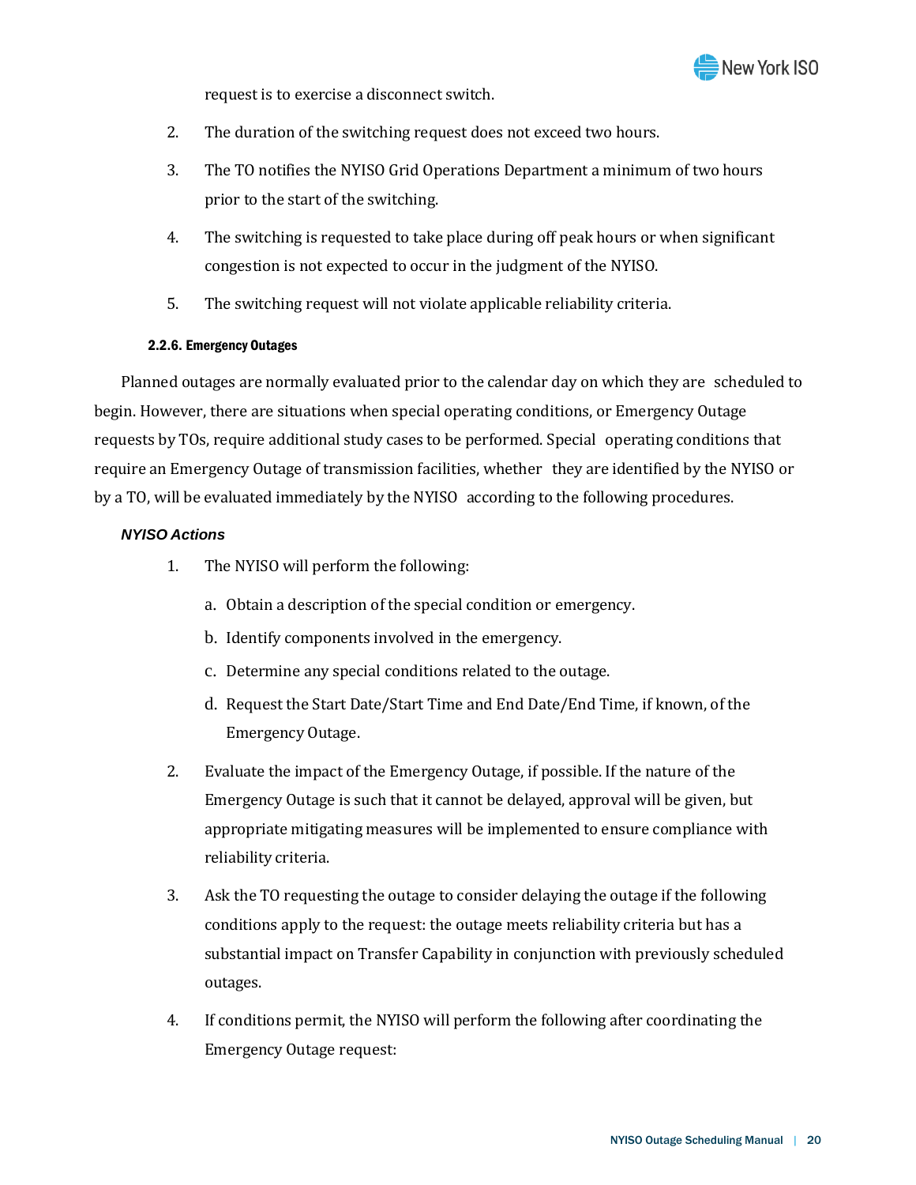request is to exercise a disconnect switch.

2. The duration of the switching request does not exceed two hours.
3. The TO notifies the NYISO Grid Operations Department a minimum of two hours prior to the start of the switching.
4. The switching is requested to take place during off peak hours or when significant congestion is not expected to occur in the judgment of the NYISO.
5. The switching request will not violate applicable reliability criteria.

#### 2.2.6. Emergency Outages

Planned outages are normally evaluated prior to the calendar day on which they are scheduled to begin. However, there are situations when special operating conditions, or Emergency Outage requests by TOs, require additional study cases to be performed. Special operating conditions that require an Emergency Outage of transmission facilities, whether they are identified by the NYISO or by a TO, will be evaluated immediately by the NYISO according to the following procedures.

***NYISO Actions***

1. The NYISO will perform the following:
   a. Obtain a description of the special condition or emergency.
   b. Identify components involved in the emergency.
   c. Determine any special conditions related to the outage.
   d. Request the Start Date/Start Time and End Date/End Time, if known, of the Emergency Outage.
2. Evaluate the impact of the Emergency Outage, if possible. If the nature of the Emergency Outage is such that it cannot be delayed, approval will be given, but appropriate mitigating measures will be implemented to ensure compliance with reliability criteria.
3. Ask the TO requesting the outage to consider delaying the outage if the following conditions apply to the request: the outage meets reliability criteria but has a substantial impact on Transfer Capability in conjunction with previously scheduled outages.
4. If conditions permit, the NYISO will perform the following after coordinating the Emergency Outage request: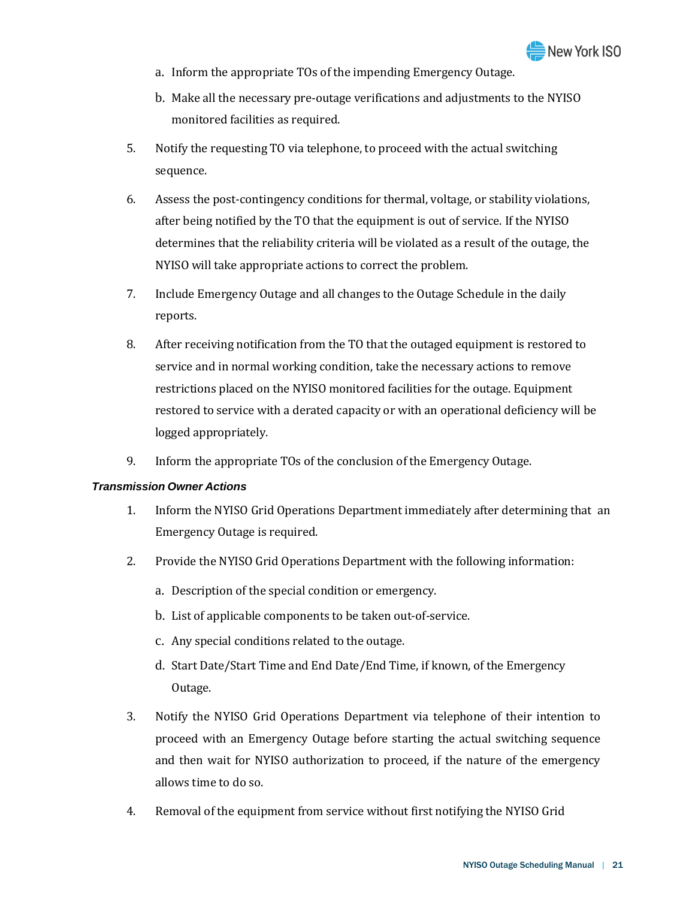a. Inform the appropriate TOs of the impending Emergency Outage.
   b. Make all the necessary pre-outage verifications and adjustments to the NYISO monitored facilities as required.

5. Notify the requesting TO via telephone, to proceed with the actual switching sequence.
6. Assess the post-contingency conditions for thermal, voltage, or stability violations, after being notified by the TO that the equipment is out of service. If the NYISO determines that the reliability criteria will be violated as a result of the outage, the NYISO will take appropriate actions to correct the problem.
7. Include Emergency Outage and all changes to the Outage Schedule in the daily reports.
8. After receiving notification from the TO that the outaged equipment is restored to service and in normal working condition, take the necessary actions to remove restrictions placed on the NYISO monitored facilities for the outage. Equipment restored to service with a derated capacity or with an operational deficiency will be logged appropriately.
9. Inform the appropriate TOs of the conclusion of the Emergency Outage.

***Transmission Owner Actions***

1. Inform the NYISO Grid Operations Department immediately after determining that an Emergency Outage is required.
2. Provide the NYISO Grid Operations Department with the following information:
   a. Description of the special condition or emergency.
   b. List of applicable components to be taken out-of-service.
   c. Any special conditions related to the outage.
   d. Start Date/Start Time and End Date/End Time, if known, of the Emergency Outage.
3. Notify the NYISO Grid Operations Department via telephone of their intention to proceed with an Emergency Outage before starting the actual switching sequence and then wait for NYISO authorization to proceed, if the nature of the emergency allows time to do so.
4. Removal of the equipment from service without first notifying the NYISO Grid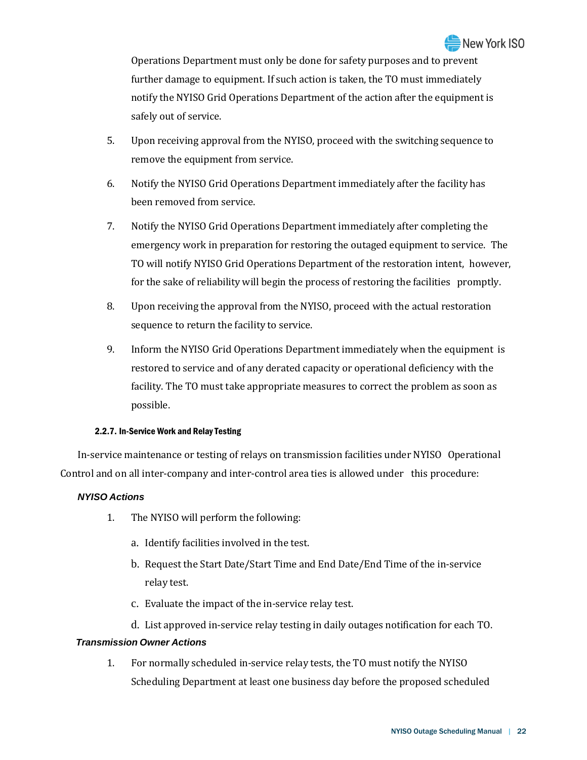Operations Department must only be done for safety purposes and to prevent further damage to equipment. If such action is taken, the TO must immediately notify the NYISO Grid Operations Department of the action after the equipment is safely out of service.

5. Upon receiving approval from the NYISO, proceed with the switching sequence to remove the equipment from service.
6. Notify the NYISO Grid Operations Department immediately after the facility has been removed from service.
7. Notify the NYISO Grid Operations Department immediately after completing the emergency work in preparation for restoring the outaged equipment to service. The TO will notify NYISO Grid Operations Department of the restoration intent, however, for the sake of reliability will begin the process of restoring the facilities promptly.
8. Upon receiving the approval from the NYISO, proceed with the actual restoration sequence to return the facility to service.
9. Inform the NYISO Grid Operations Department immediately when the equipment is restored to service and of any derated capacity or operational deficiency with the facility. The TO must take appropriate measures to correct the problem as soon as possible.

#### 2.2.7. In-Service Work and Relay Testing

In-service maintenance or testing of relays on transmission facilities under NYISO Operational Control and on all inter-company and inter-control area ties is allowed under this procedure:

***NYISO Actions***

1. The NYISO will perform the following:
   a. Identify facilities involved in the test.
   b. Request the Start Date/Start Time and End Date/End Time of the in-service relay test.
   c. Evaluate the impact of the in-service relay test.
   d. List approved in-service relay testing in daily outages notification for each TO.

***Transmission Owner Actions***

1. For normally scheduled in-service relay tests, the TO must notify the NYISO Scheduling Department at least one business day before the proposed scheduled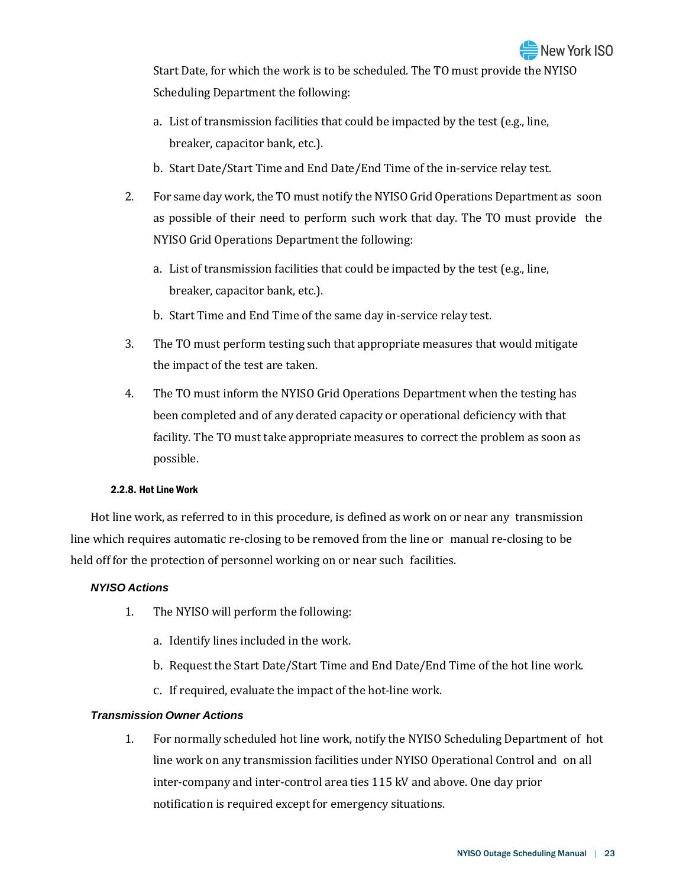Start Date, for which the work is to be scheduled. The TO must provide the NYISO Scheduling Department the following:

   a. List of transmission facilities that could be impacted by the test (e.g., line, breaker, capacitor bank, etc.).
   b. Start Date/Start Time and End Date/End Time of the in-service relay test.

2. For same day work, the TO must notify the NYISO Grid Operations Department as soon as possible of their need to perform such work that day. The TO must provide the NYISO Grid Operations Department the following:

   a. List of transmission facilities that could be impacted by the test (e.g., line, breaker, capacitor bank, etc.).
   b. Start Time and End Time of the same day in-service relay test.

3. The TO must perform testing such that appropriate measures that would mitigate the impact of the test are taken.

4. The TO must inform the NYISO Grid Operations Department when the testing has been completed and of any derated capacity or operational deficiency with that facility. The TO must take appropriate measures to correct the problem as soon as possible.

#### 2.2.8. Hot Line Work

Hot line work, as referred to in this procedure, is defined as work on or near any transmission line which requires automatic re-closing to be removed from the line or manual re-closing to be held off for the protection of personnel working on or near such facilities.

***NYISO Actions***

1. The NYISO will perform the following:

   a. Identify lines included in the work.
   b. Request the Start Date/Start Time and End Date/End Time of the hot line work.
   c. If required, evaluate the impact of the hot-line work.

***Transmission Owner Actions***

1. For normally scheduled hot line work, notify the NYISO Scheduling Department of hot line work on any transmission facilities under NYISO Operational Control and on all inter-company and inter-control area ties 115 kV and above. One day prior notification is required except for emergency situations.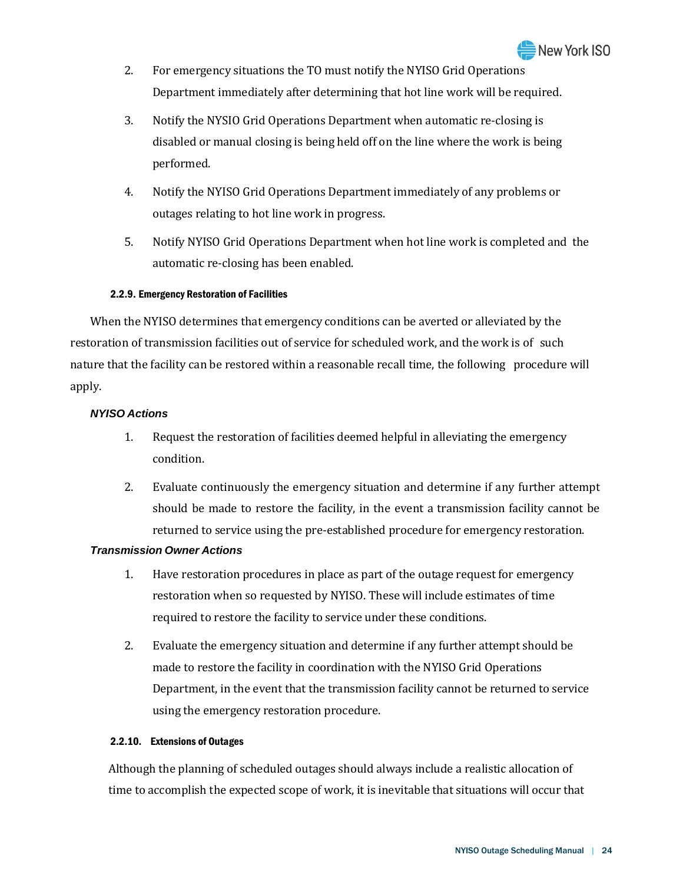2. For emergency situations the TO must notify the NYISO Grid Operations Department immediately after determining that hot line work will be required.

3. Notify the NYSIO Grid Operations Department when automatic re-closing is disabled or manual closing is being held off on the line where the work is being performed.

4. Notify the NYISO Grid Operations Department immediately of any problems or outages relating to hot line work in progress.

5. Notify NYISO Grid Operations Department when hot line work is completed and the automatic re-closing has been enabled.

#### 2.2.9. Emergency Restoration of Facilities

When the NYISO determines that emergency conditions can be averted or alleviated by the restoration of transmission facilities out of service for scheduled work, and the work is of such nature that the facility can be restored within a reasonable recall time, the following procedure will apply.

***NYISO Actions***

1. Request the restoration of facilities deemed helpful in alleviating the emergency condition.

2. Evaluate continuously the emergency situation and determine if any further attempt should be made to restore the facility, in the event a transmission facility cannot be returned to service using the pre-established procedure for emergency restoration.

***Transmission Owner Actions***

1. Have restoration procedures in place as part of the outage request for emergency restoration when so requested by NYISO. These will include estimates of time required to restore the facility to service under these conditions.

2. Evaluate the emergency situation and determine if any further attempt should be made to restore the facility in coordination with the NYISO Grid Operations Department, in the event that the transmission facility cannot be returned to service using the emergency restoration procedure.

#### 2.2.10. Extensions of Outages

Although the planning of scheduled outages should always include a realistic allocation of time to accomplish the expected scope of work, it is inevitable that situations will occur that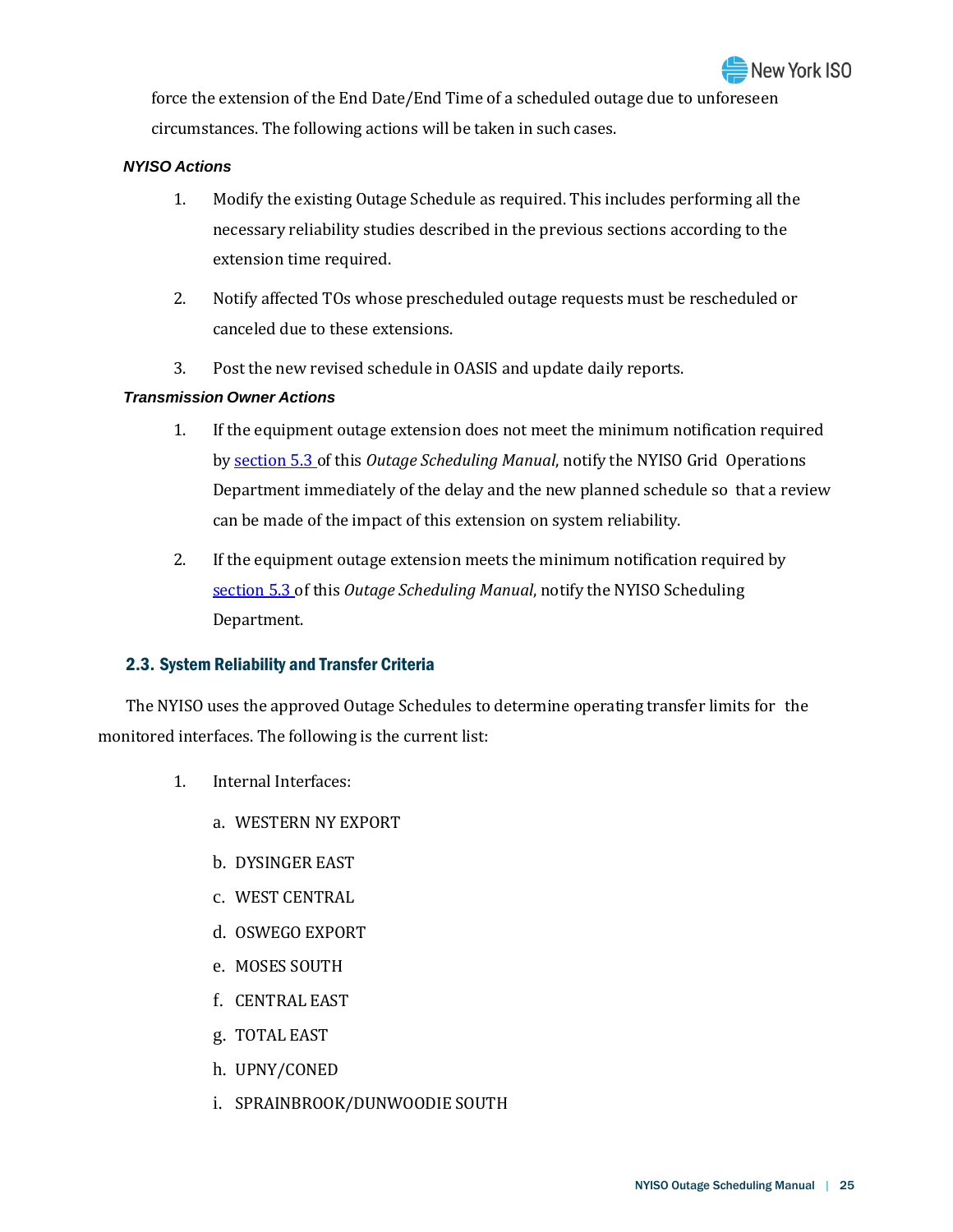force the extension of the End Date/End Time of a scheduled outage due to unforeseen circumstances. The following actions will be taken in such cases.

***NYISO Actions***

1. Modify the existing Outage Schedule as required. This includes performing all the necessary reliability studies described in the previous sections according to the extension time required.
2. Notify affected TOs whose prescheduled outage requests must be rescheduled or canceled due to these extensions.
3. Post the new revised schedule in OASIS and update daily reports.

***Transmission Owner Actions***

1. If the equipment outage extension does not meet the minimum notification required by section 5.3 of this *Outage Scheduling Manual*, notify the NYISO Grid Operations Department immediately of the delay and the new planned schedule so that a review can be made of the impact of this extension on system reliability.
2. If the equipment outage extension meets the minimum notification required by section 5.3 of this *Outage Scheduling Manual*, notify the NYISO Scheduling Department.

## 2.3. System Reliability and Transfer Criteria

The NYISO uses the approved Outage Schedules to determine operating transfer limits for the monitored interfaces. The following is the current list:

1. Internal Interfaces:
   a. WESTERN NY EXPORT
   b. DYSINGER EAST
   c. WEST CENTRAL
   d. OSWEGO EXPORT
   e. MOSES SOUTH
   f. CENTRAL EAST
   g. TOTAL EAST
   h. UPNY/CONED
   i. SPRAINBROOK/DUNWOODIE SOUTH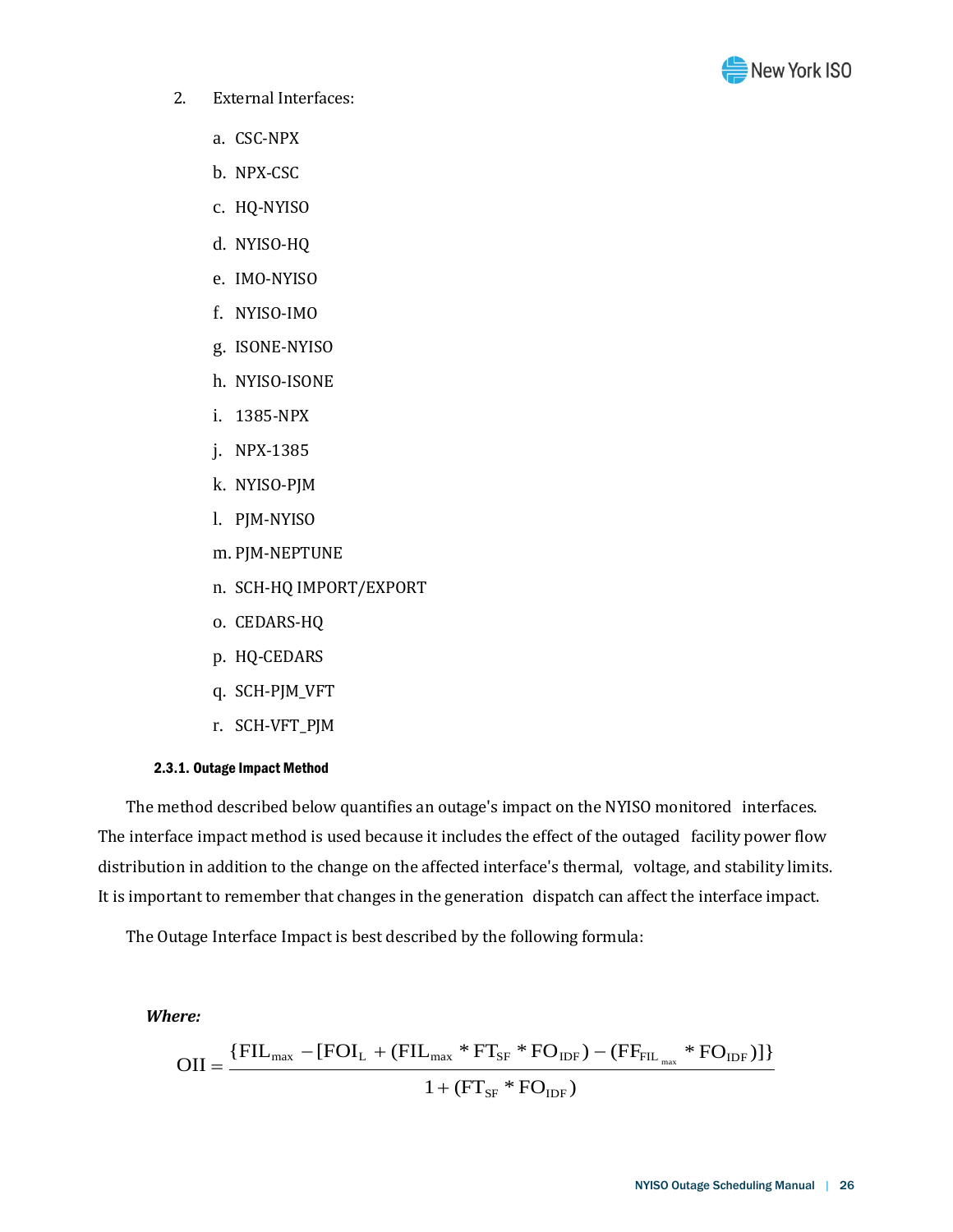2. External Interfaces:

    a. CSC-NPX

    b. NPX-CSC

    c. HQ-NYISO

    d. NYISO-HQ

    e. IMO-NYISO

    f. NYISO-IMO

    g. ISONE-NYISO

    h. NYISO-ISONE

    i. 1385-NPX

    j. NPX-1385

    k. NYISO-PJM

    l. PJM-NYISO

    m. PJM-NEPTUNE

    n. SCH-HQ IMPORT/EXPORT

    o. CEDARS-HQ

    p. HQ-CEDARS

    q. SCH-PJM_VFT

    r. SCH-VFT_PJM

#### 2.3.1. Outage Impact Method

The method described below quantifies an outage's impact on the NYISO monitored interfaces. The interface impact method is used because it includes the effect of the outaged facility power flow distribution in addition to the change on the affected interface's thermal, voltage, and stability limits. It is important to remember that changes in the generation dispatch can affect the interface impact.

The Outage Interface Impact is best described by the following formula:

***Where:***

$$OII = \frac{\{FIL_{max} - [FOI_{L} + (FIL_{max} * FT_{SF} * FO_{IDF}) - (FF_{FIL_{max}} * FO_{IDF})]\}}{1 + (FT_{SF} * FO_{IDF})}$$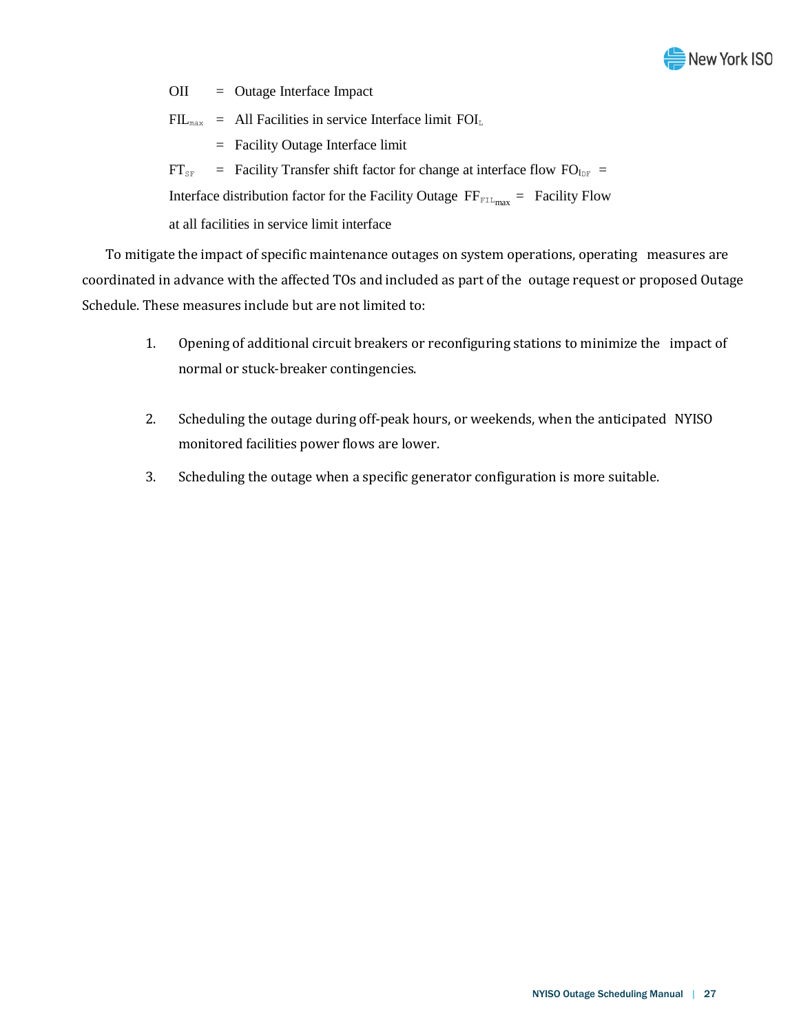OII = Outage Interface Impact

$FIL_{max}$ = All Facilities in service Interface limit $FOI_L$

= Facility Outage Interface limit

$FT_{SF}$ = Facility Transfer shift factor for change at interface flow $FOI_{DF}$ =

Interface distribution factor for the Facility Outage $FF_{FIL_{max}}$ = Facility Flow

at all facilities in service limit interface

To mitigate the impact of specific maintenance outages on system operations, operating measures are coordinated in advance with the affected TOs and included as part of the outage request or proposed Outage Schedule. These measures include but are not limited to:

1. Opening of additional circuit breakers or reconfiguring stations to minimize the impact of normal or stuck-breaker contingencies.

2. Scheduling the outage during off-peak hours, or weekends, when the anticipated NYISO monitored facilities power flows are lower.

3. Scheduling the outage when a specific generator configuration is more suitable.